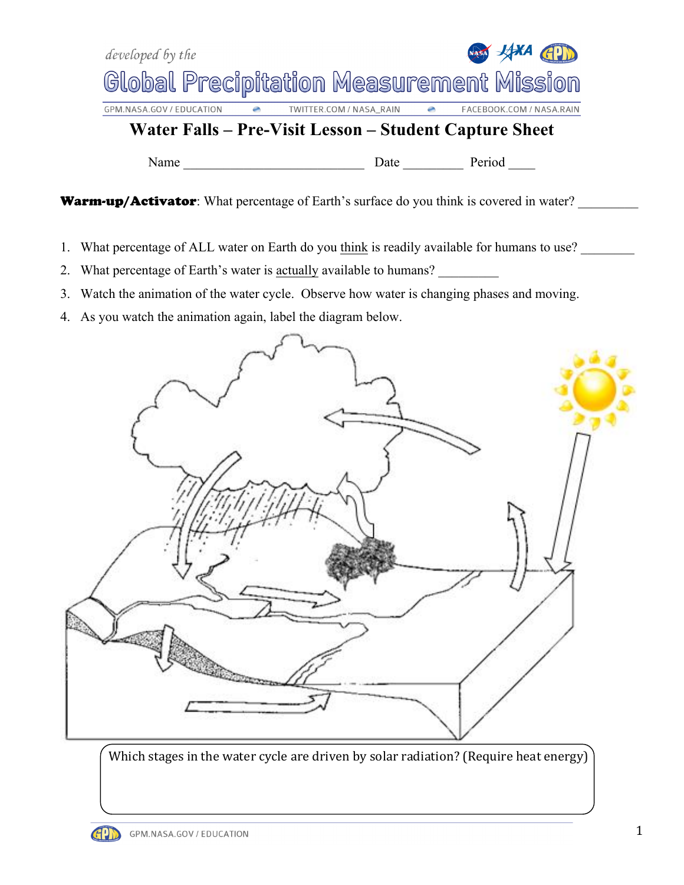developed by the

# Global Precipitation Measurement Mission

GPM.NASA.GOV / EDUCATION TWITTER.COM / NASA_RAIN FACEBOOK.COM / NASA.RAIN

## Water Falls – Pre-Visit Lesson – Student Capture Sheet

Name ____________________________ Date _________ Period ____

**Warm-up/Activator**: What percentage of Earth's surface do you think is covered in water? _________

1. What percentage of ALL water on Earth do you think is readily available for humans to use? ________
2. What percentage of Earth's water is actually available to humans? _________
3. Watch the animation of the water cycle. Observe how water is changing phases and moving.
4. As you watch the animation again, label the diagram below.

Which stages in the water cycle are driven by solar radiation? (Require heat energy)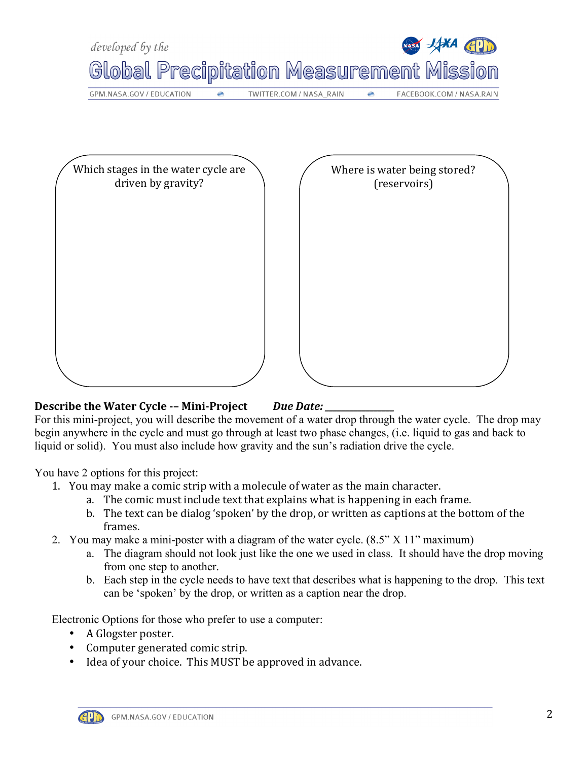Which stages in the water cycle are driven by gravity?

Where is water being stored? (reservoirs)

**Describe the Water Cycle -- Mini-Project** ***Due Date:*** _____________

For this mini-project, you will describe the movement of a water drop through the water cycle. The drop may begin anywhere in the cycle and must go through at least two phase changes, (i.e. liquid to gas and back to liquid or solid). You must also include how gravity and the sun's radiation drive the cycle.

You have 2 options for this project:

1. You may make a comic strip with a molecule of water as the main character.
    a. The comic must include text that explains what is happening in each frame.
    b. The text can be dialog 'spoken' by the drop, or written as captions at the bottom of the frames.
2. You may make a mini-poster with a diagram of the water cycle. (8.5" X 11" maximum)
    a. The diagram should not look just like the one we used in class. It should have the drop moving from one step to another.
    b. Each step in the cycle needs to have text that describes what is happening to the drop. This text can be 'spoken' by the drop, or written as a caption near the drop.

Electronic Options for those who prefer to use a computer:

- A Glogster poster.
- Computer generated comic strip.
- Idea of your choice. This MUST be approved in advance.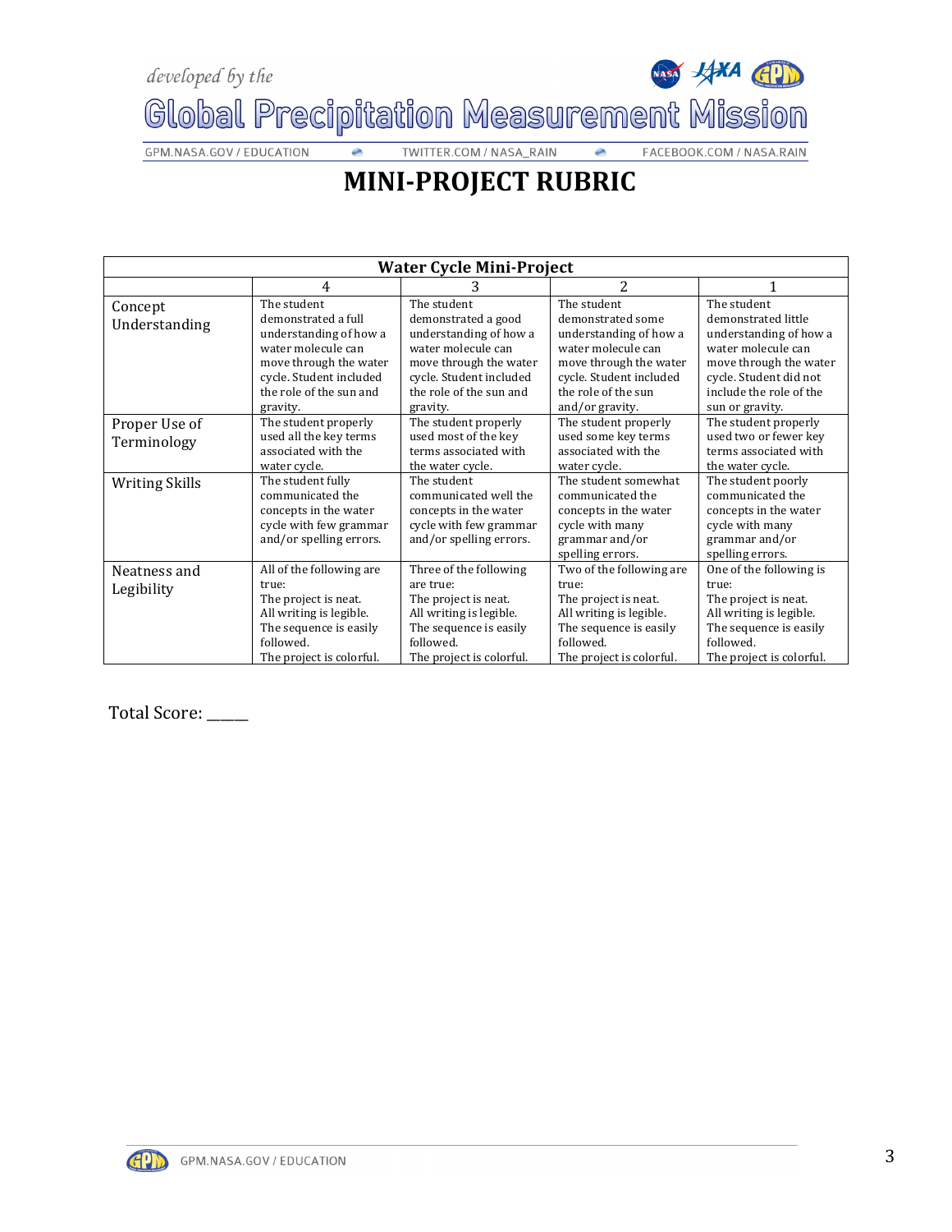# MINI-PROJECT RUBRIC

| Water Cycle Mini-Project | | | | |
|---|---|---|---|---|
| | 4 | 3 | 2 | 1 |
| Concept Understanding | The student demonstrated a full understanding of how a water molecule can move through the water cycle. Student included the role of the sun and gravity. | The student demonstrated a good understanding of how a water molecule can move through the water cycle. Student included the role of the sun and gravity. | The student demonstrated some understanding of how a water molecule can move through the water cycle. Student included the role of the sun and/or gravity. | The student demonstrated little understanding of how a water molecule can move through the water cycle. Student did not include the role of the sun or gravity. |
| Proper Use of Terminology | The student properly used all the key terms associated with the water cycle. | The student properly used most of the key terms associated with the water cycle. | The student properly used some key terms associated with the water cycle. | The student properly used two or fewer key terms associated with the water cycle. |
| Writing Skills | The student fully communicated the concepts in the water cycle with few grammar and/or spelling errors. | The student communicated well the concepts in the water cycle with few grammar and/or spelling errors. | The student somewhat communicated the concepts in the water cycle with many grammar and/or spelling errors. | The student poorly communicated the concepts in the water cycle with many grammar and/or spelling errors. |
| Neatness and Legibility | All of the following are true:<br>The project is neat.<br>All writing is legible.<br>The sequence is easily followed.<br>The project is colorful. | Three of the following are true:<br>The project is neat.<br>All writing is legible.<br>The sequence is easily followed.<br>The project is colorful. | Two of the following are true:<br>The project is neat.<br>All writing is legible.<br>The sequence is easily followed.<br>The project is colorful. | One of the following is true:<br>The project is neat.<br>All writing is legible.<br>The sequence is easily followed.<br>The project is colorful. |

Total Score: _____